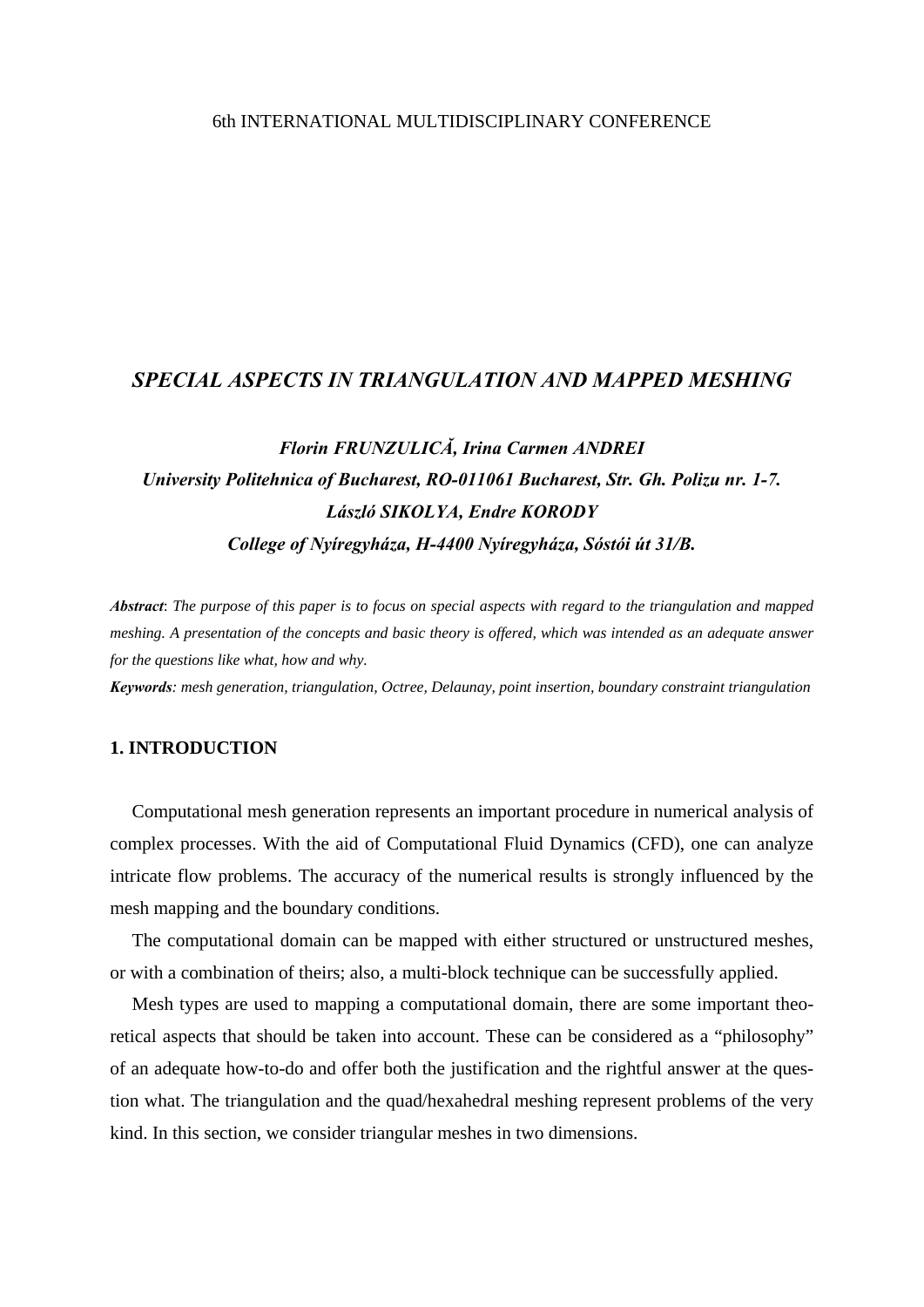6th INTERNATIONAL MULTIDISCIPLINARY CONFERENCE

# *SPECIAL ASPECTS IN TRIANGULATION AND MAPPED MESHING*

***Florin FRUNZULICĂ, Irina Carmen ANDREI***
***University Politehnica of Bucharest, RO-011061 Bucharest, Str. Gh. Polizu nr. 1-7.***
***László SIKOLYA, Endre KORODY***
***College of Nyíregyháza, H-4400 Nyíregyháza, Sóstói út 31/B.***

***Abstract***: *The purpose of this paper is to focus on special aspects with regard to the triangulation and mapped meshing. A presentation of the concepts and basic theory is offered, which was intended as an adequate answer for the questions like what, how and why.*

***Keywords****: mesh generation, triangulation, Octree, Delaunay, point insertion, boundary constraint triangulation*

## 1. INTRODUCTION

Computational mesh generation represents an important procedure in numerical analysis of complex processes. With the aid of Computational Fluid Dynamics (CFD), one can analyze intricate flow problems. The accuracy of the numerical results is strongly influenced by the mesh mapping and the boundary conditions.

The computational domain can be mapped with either structured or unstructured meshes, or with a combination of theirs; also, a multi-block technique can be successfully applied.

Mesh types are used to mapping a computational domain, there are some important theoretical aspects that should be taken into account. These can be considered as a "philosophy" of an adequate how-to-do and offer both the justification and the rightful answer at the question what. The triangulation and the quad/hexahedral meshing represent problems of the very kind. In this section, we consider triangular meshes in two dimensions.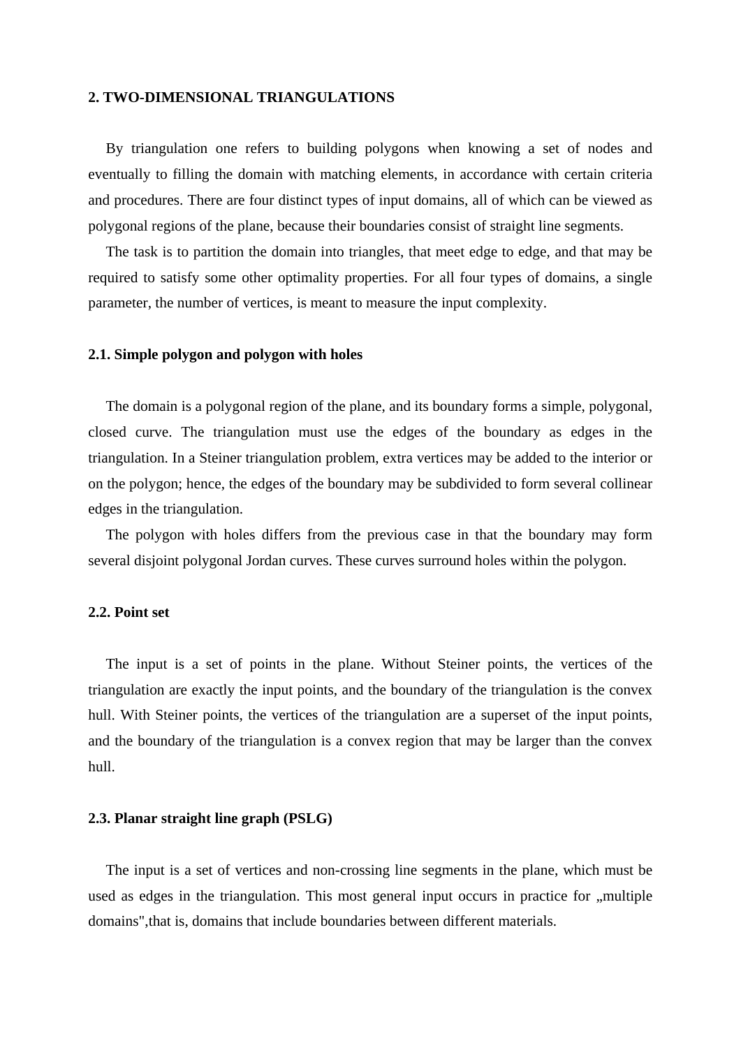## 2. TWO-DIMENSIONAL TRIANGULATIONS

By triangulation one refers to building polygons when knowing a set of nodes and eventually to filling the domain with matching elements, in accordance with certain criteria and procedures. There are four distinct types of input domains, all of which can be viewed as polygonal regions of the plane, because their boundaries consist of straight line segments.

The task is to partition the domain into triangles, that meet edge to edge, and that may be required to satisfy some other optimality properties. For all four types of domains, a single parameter, the number of vertices, is meant to measure the input complexity.

### 2.1. Simple polygon and polygon with holes

The domain is a polygonal region of the plane, and its boundary forms a simple, polygonal, closed curve. The triangulation must use the edges of the boundary as edges in the triangulation. In a Steiner triangulation problem, extra vertices may be added to the interior or on the polygon; hence, the edges of the boundary may be subdivided to form several collinear edges in the triangulation.

The polygon with holes differs from the previous case in that the boundary may form several disjoint polygonal Jordan curves. These curves surround holes within the polygon.

### 2.2. Point set

The input is a set of points in the plane. Without Steiner points, the vertices of the triangulation are exactly the input points, and the boundary of the triangulation is the convex hull. With Steiner points, the vertices of the triangulation are a superset of the input points, and the boundary of the triangulation is a convex region that may be larger than the convex hull.

### 2.3. Planar straight line graph (PSLG)

The input is a set of vertices and non-crossing line segments in the plane, which must be used as edges in the triangulation. This most general input occurs in practice for „multiple domains",that is, domains that include boundaries between different materials.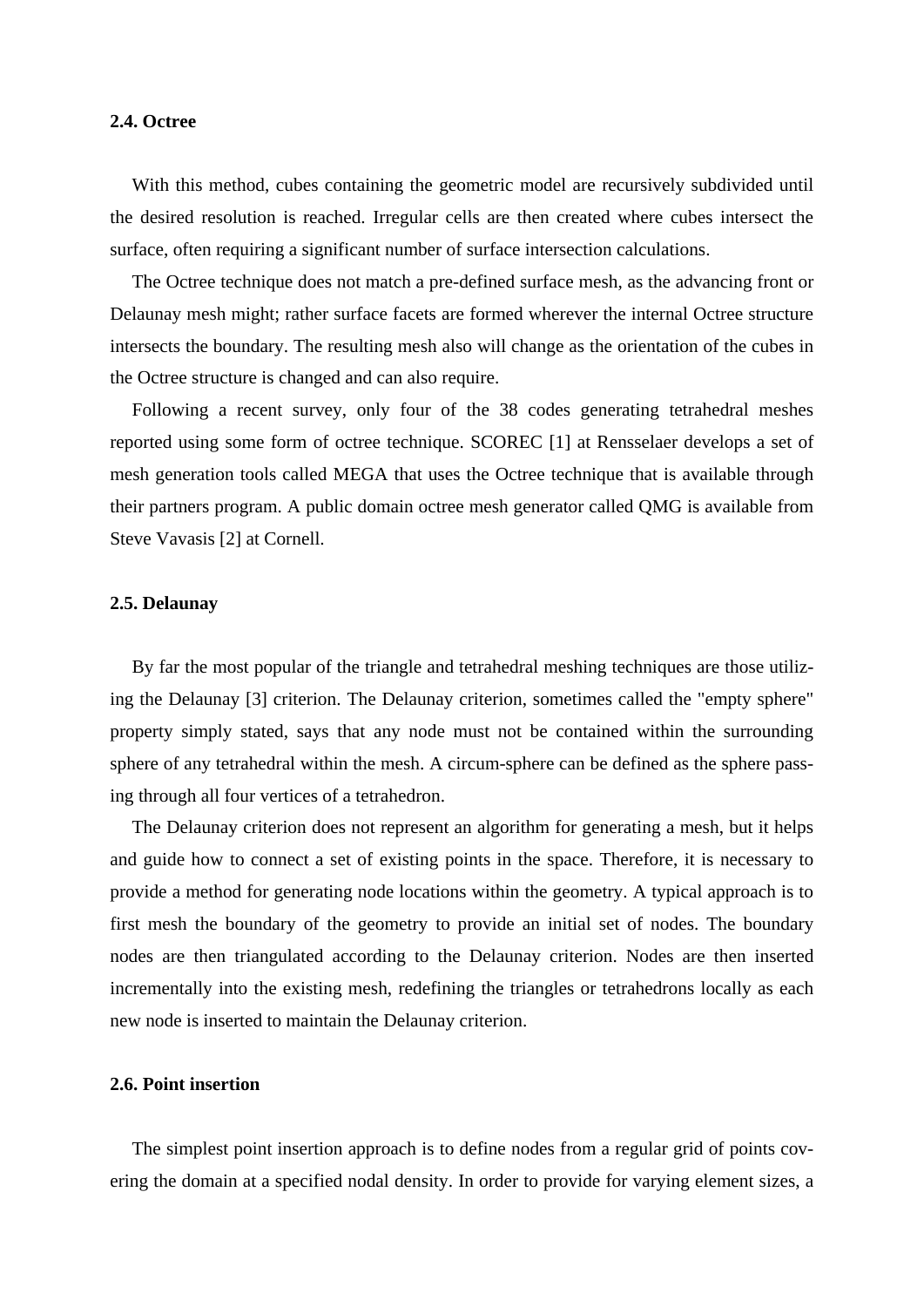### 2.4. Octree

With this method, cubes containing the geometric model are recursively subdivided until the desired resolution is reached. Irregular cells are then created where cubes intersect the surface, often requiring a significant number of surface intersection calculations.

The Octree technique does not match a pre-defined surface mesh, as the advancing front or Delaunay mesh might; rather surface facets are formed wherever the internal Octree structure intersects the boundary. The resulting mesh also will change as the orientation of the cubes in the Octree structure is changed and can also require.

Following a recent survey, only four of the 38 codes generating tetrahedral meshes reported using some form of octree technique. SCOREC [1] at Rensselaer develops a set of mesh generation tools called MEGA that uses the Octree technique that is available through their partners program. A public domain octree mesh generator called QMG is available from Steve Vavasis [2] at Cornell.

### 2.5. Delaunay

By far the most popular of the triangle and tetrahedral meshing techniques are those utilizing the Delaunay [3] criterion. The Delaunay criterion, sometimes called the "empty sphere" property simply stated, says that any node must not be contained within the surrounding sphere of any tetrahedral within the mesh. A circum-sphere can be defined as the sphere passing through all four vertices of a tetrahedron.

The Delaunay criterion does not represent an algorithm for generating a mesh, but it helps and guide how to connect a set of existing points in the space. Therefore, it is necessary to provide a method for generating node locations within the geometry. A typical approach is to first mesh the boundary of the geometry to provide an initial set of nodes. The boundary nodes are then triangulated according to the Delaunay criterion. Nodes are then inserted incrementally into the existing mesh, redefining the triangles or tetrahedrons locally as each new node is inserted to maintain the Delaunay criterion.

### 2.6. Point insertion

The simplest point insertion approach is to define nodes from a regular grid of points covering the domain at a specified nodal density. In order to provide for varying element sizes, a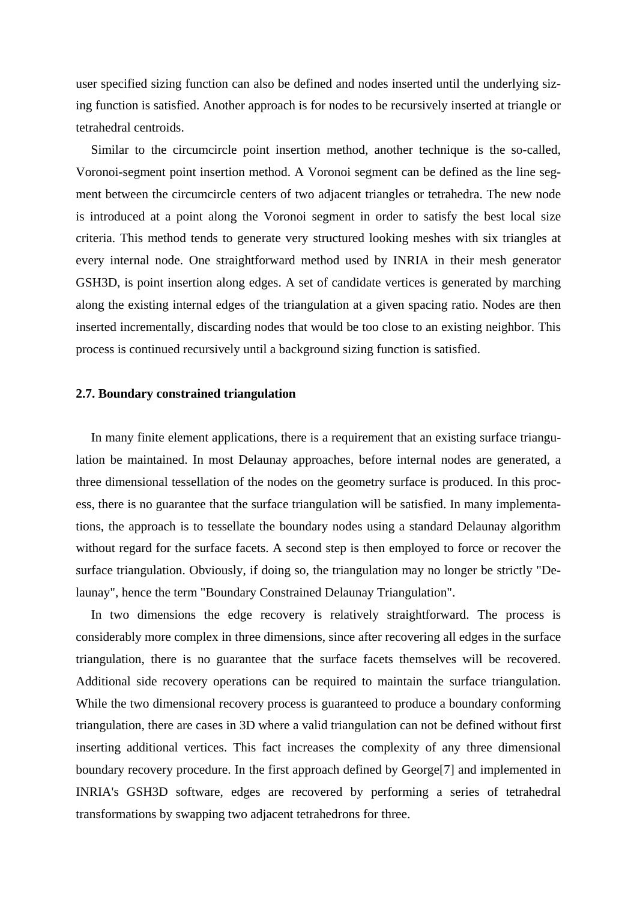user specified sizing function can also be defined and nodes inserted until the underlying sizing function is satisfied. Another approach is for nodes to be recursively inserted at triangle or tetrahedral centroids.

Similar to the circumcircle point insertion method, another technique is the so-called, Voronoi-segment point insertion method. A Voronoi segment can be defined as the line segment between the circumcircle centers of two adjacent triangles or tetrahedra. The new node is introduced at a point along the Voronoi segment in order to satisfy the best local size criteria. This method tends to generate very structured looking meshes with six triangles at every internal node. One straightforward method used by INRIA in their mesh generator GSH3D, is point insertion along edges. A set of candidate vertices is generated by marching along the existing internal edges of the triangulation at a given spacing ratio. Nodes are then inserted incrementally, discarding nodes that would be too close to an existing neighbor. This process is continued recursively until a background sizing function is satisfied.

### 2.7. Boundary constrained triangulation

In many finite element applications, there is a requirement that an existing surface triangulation be maintained. In most Delaunay approaches, before internal nodes are generated, a three dimensional tessellation of the nodes on the geometry surface is produced. In this process, there is no guarantee that the surface triangulation will be satisfied. In many implementations, the approach is to tessellate the boundary nodes using a standard Delaunay algorithm without regard for the surface facets. A second step is then employed to force or recover the surface triangulation. Obviously, if doing so, the triangulation may no longer be strictly "Delaunay", hence the term "Boundary Constrained Delaunay Triangulation".

In two dimensions the edge recovery is relatively straightforward. The process is considerably more complex in three dimensions, since after recovering all edges in the surface triangulation, there is no guarantee that the surface facets themselves will be recovered. Additional side recovery operations can be required to maintain the surface triangulation. While the two dimensional recovery process is guaranteed to produce a boundary conforming triangulation, there are cases in 3D where a valid triangulation can not be defined without first inserting additional vertices. This fact increases the complexity of any three dimensional boundary recovery procedure. In the first approach defined by George[7] and implemented in INRIA's GSH3D software, edges are recovered by performing a series of tetrahedral transformations by swapping two adjacent tetrahedrons for three.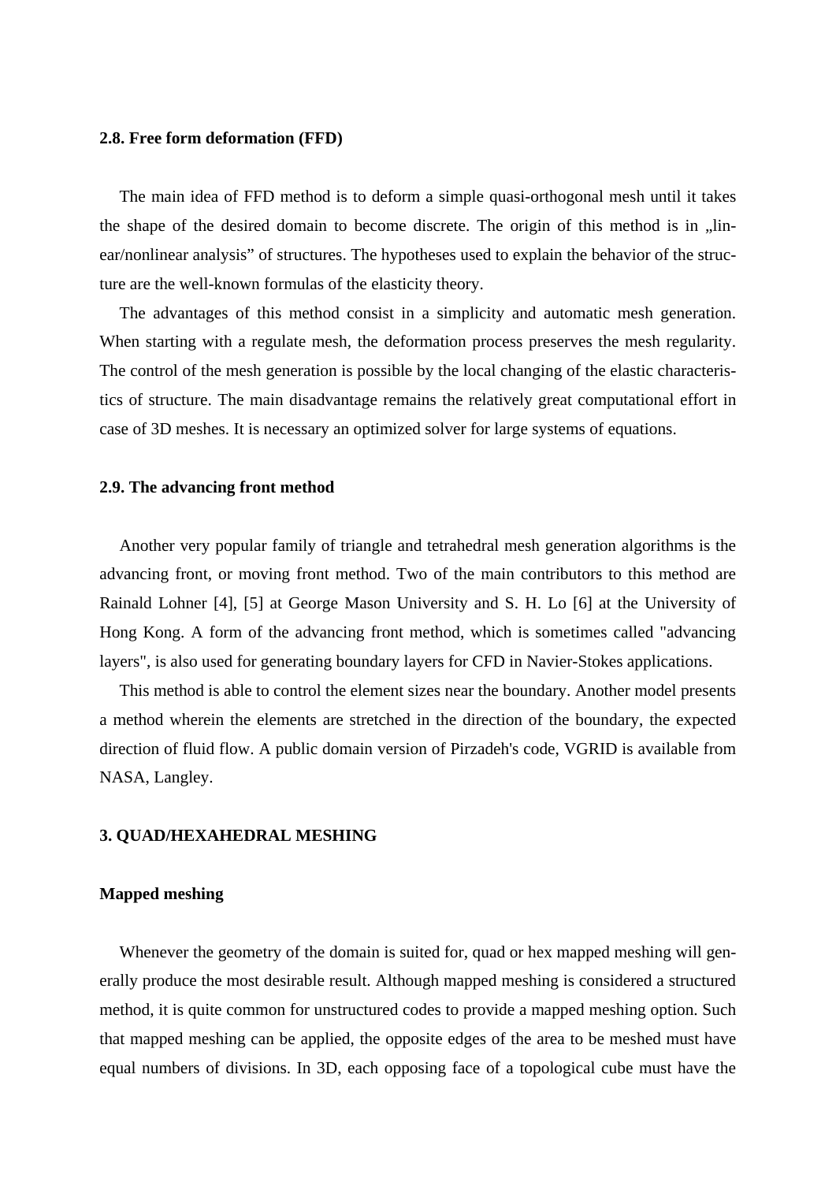**2.8. Free form deformation (FFD)**

The main idea of FFD method is to deform a simple quasi-orthogonal mesh until it takes the shape of the desired domain to become discrete. The origin of this method is in „linear/nonlinear analysis" of structures. The hypotheses used to explain the behavior of the structure are the well-known formulas of the elasticity theory.

The advantages of this method consist in a simplicity and automatic mesh generation. When starting with a regulate mesh, the deformation process preserves the mesh regularity. The control of the mesh generation is possible by the local changing of the elastic characteristics of structure. The main disadvantage remains the relatively great computational effort in case of 3D meshes. It is necessary an optimized solver for large systems of equations.

**2.9. The advancing front method**

Another very popular family of triangle and tetrahedral mesh generation algorithms is the advancing front, or moving front method. Two of the main contributors to this method are Rainald Lohner [4], [5] at George Mason University and S. H. Lo [6] at the University of Hong Kong. A form of the advancing front method, which is sometimes called "advancing layers", is also used for generating boundary layers for CFD in Navier-Stokes applications.

This method is able to control the element sizes near the boundary. Another model presents a method wherein the elements are stretched in the direction of the boundary, the expected direction of fluid flow. A public domain version of Pirzadeh's code, VGRID is available from NASA, Langley.

**3. QUAD/HEXAHEDRAL MESHING**

**Mapped meshing**

Whenever the geometry of the domain is suited for, quad or hex mapped meshing will generally produce the most desirable result. Although mapped meshing is considered a structured method, it is quite common for unstructured codes to provide a mapped meshing option. Such that mapped meshing can be applied, the opposite edges of the area to be meshed must have equal numbers of divisions. In 3D, each opposing face of a topological cube must have the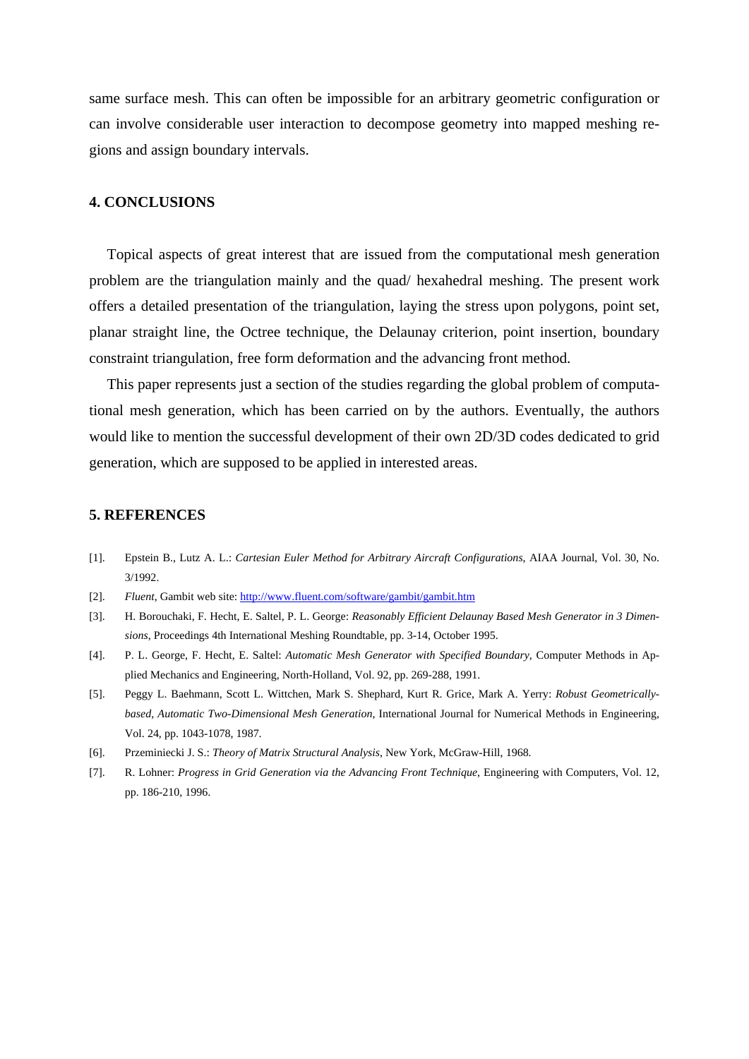same surface mesh. This can often be impossible for an arbitrary geometric configuration or can involve considerable user interaction to decompose geometry into mapped meshing regions and assign boundary intervals.

## 4. CONCLUSIONS

Topical aspects of great interest that are issued from the computational mesh generation problem are the triangulation mainly and the quad/ hexahedral meshing. The present work offers a detailed presentation of the triangulation, laying the stress upon polygons, point set, planar straight line, the Octree technique, the Delaunay criterion, point insertion, boundary constraint triangulation, free form deformation and the advancing front method.

This paper represents just a section of the studies regarding the global problem of computational mesh generation, which has been carried on by the authors. Eventually, the authors would like to mention the successful development of their own 2D/3D codes dedicated to grid generation, which are supposed to be applied in interested areas.

## 5. REFERENCES

[1]. Epstein B., Lutz A. L.: *Cartesian Euler Method for Arbitrary Aircraft Configurations*, AIAA Journal, Vol. 30, No. 3/1992.

[2]. *Fluent*, Gambit web site: http://www.fluent.com/software/gambit/gambit.htm

[3]. H. Borouchaki, F. Hecht, E. Saltel, P. L. George: *Reasonably Efficient Delaunay Based Mesh Generator in 3 Dimensions*, Proceedings 4th International Meshing Roundtable, pp. 3-14, October 1995.

[4]. P. L. George, F. Hecht, E. Saltel: *Automatic Mesh Generator with Specified Boundary*, Computer Methods in Applied Mechanics and Engineering, North-Holland, Vol. 92, pp. 269-288, 1991.

[5]. Peggy L. Baehmann, Scott L. Wittchen, Mark S. Shephard, Kurt R. Grice, Mark A. Yerry: *Robust Geometrically-based, Automatic Two-Dimensional Mesh Generation*, International Journal for Numerical Methods in Engineering, Vol. 24, pp. 1043-1078, 1987.

[6]. Przeminiecki J. S.: *Theory of Matrix Structural Analysis*, New York, McGraw-Hill, 1968.

[7]. R. Lohner: *Progress in Grid Generation via the Advancing Front Technique*, Engineering with Computers, Vol. 12, pp. 186-210, 1996.